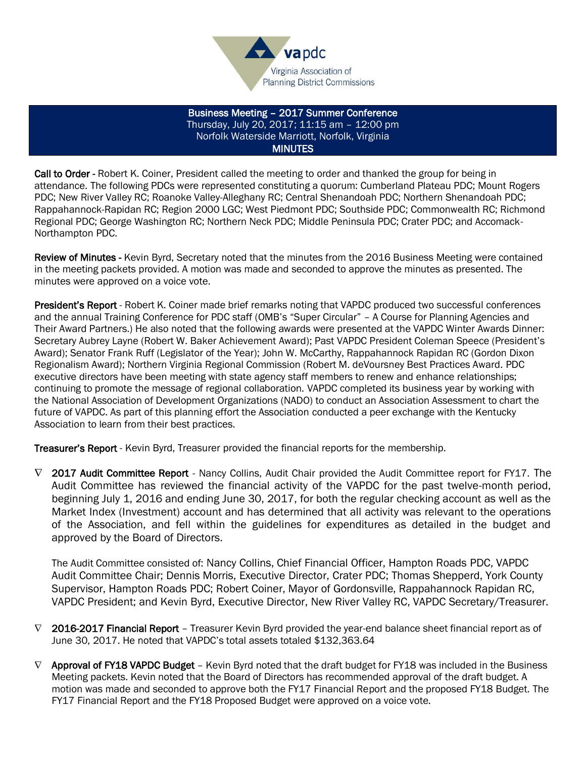vapdc
Virginia Association of
Planning District Commissions

**Business Meeting – 2017 Summer Conference**
Thursday, July 20, 2017; 11:15 am – 12:00 pm
Norfolk Waterside Marriott, Norfolk, Virginia
**MINUTES**

**Call to Order** - Robert K. Coiner, President called the meeting to order and thanked the group for being in attendance. The following PDCs were represented constituting a quorum: Cumberland Plateau PDC; Mount Rogers PDC; New River Valley RC; Roanoke Valley-Alleghany RC; Central Shenandoah PDC; Northern Shenandoah PDC; Rappahannock-Rapidan RC; Region 2000 LGC; West Piedmont PDC; Southside PDC; Commonwealth RC; Richmond Regional PDC; George Washington RC; Northern Neck PDC; Middle Peninsula PDC; Crater PDC; and Accomack-Northampton PDC.

**Review of Minutes** - Kevin Byrd, Secretary noted that the minutes from the 2016 Business Meeting were contained in the meeting packets provided. A motion was made and seconded to approve the minutes as presented. The minutes were approved on a voice vote.

**President's Report** - Robert K. Coiner made brief remarks noting that VAPDC produced two successful conferences and the annual Training Conference for PDC staff (OMB's "Super Circular" – A Course for Planning Agencies and Their Award Partners.) He also noted that the following awards were presented at the VAPDC Winter Awards Dinner: Secretary Aubrey Layne (Robert W. Baker Achievement Award); Past VAPDC President Coleman Speece (President's Award); Senator Frank Ruff (Legislator of the Year); John W. McCarthy, Rappahannock Rapidan RC (Gordon Dixon Regionalism Award); Northern Virginia Regional Commission (Robert M. deVoursney Best Practices Award. PDC executive directors have been meeting with state agency staff members to renew and enhance relationships; continuing to promote the message of regional collaboration. VAPDC completed its business year by working with the National Association of Development Organizations (NADO) to conduct an Association Assessment to chart the future of VAPDC. As part of this planning effort the Association conducted a peer exchange with the Kentucky Association to learn from their best practices.

**Treasurer's Report** - Kevin Byrd, Treasurer provided the financial reports for the membership.

- **2017 Audit Committee Report** - Nancy Collins, Audit Chair provided the Audit Committee report for FY17. The Audit Committee has reviewed the financial activity of the VAPDC for the past twelve-month period, beginning July 1, 2016 and ending June 30, 2017, for both the regular checking account as well as the Market Index (Investment) account and has determined that all activity was relevant to the operations of the Association, and fell within the guidelines for expenditures as detailed in the budget and approved by the Board of Directors.

  The Audit Committee consisted of: Nancy Collins, Chief Financial Officer, Hampton Roads PDC, VAPDC Audit Committee Chair; Dennis Morris, Executive Director, Crater PDC; Thomas Shepperd, York County Supervisor, Hampton Roads PDC; Robert Coiner, Mayor of Gordonsville, Rappahannock Rapidan RC, VAPDC President; and Kevin Byrd, Executive Director, New River Valley RC, VAPDC Secretary/Treasurer.

- **2016-2017 Financial Report** – Treasurer Kevin Byrd provided the year-end balance sheet financial report as of June 30, 2017. He noted that VAPDC's total assets totaled $132,363.64

- **Approval of FY18 VAPDC Budget** – Kevin Byrd noted that the draft budget for FY18 was included in the Business Meeting packets. Kevin noted that the Board of Directors has recommended approval of the draft budget. A motion was made and seconded to approve both the FY17 Financial Report and the proposed FY18 Budget. The FY17 Financial Report and the FY18 Proposed Budget were approved on a voice vote.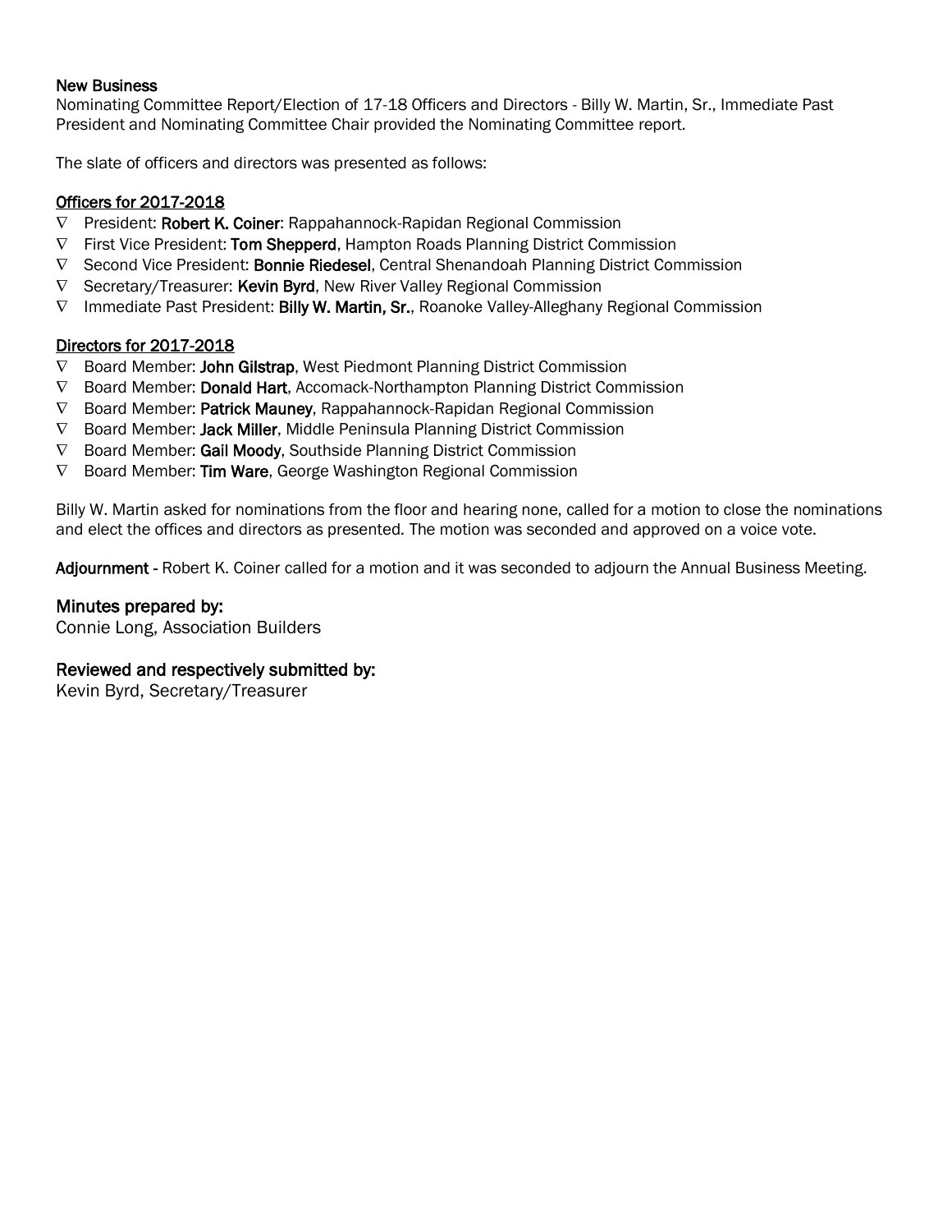**New Business**

Nominating Committee Report/Election of 17-18 Officers and Directors - Billy W. Martin, Sr., Immediate Past President and Nominating Committee Chair provided the Nominating Committee report.

The slate of officers and directors was presented as follows:

__Officers for 2017-2018__

- President: **Robert K. Coiner**: Rappahannock-Rapidan Regional Commission
- First Vice President: **Tom Shepperd**, Hampton Roads Planning District Commission
- Second Vice President: **Bonnie Riedesel**, Central Shenandoah Planning District Commission
- Secretary/Treasurer: **Kevin Byrd**, New River Valley Regional Commission
- Immediate Past President: **Billy W. Martin, Sr.**, Roanoke Valley-Alleghany Regional Commission

__Directors for 2017-2018__

- Board Member: **John Gilstrap**, West Piedmont Planning District Commission
- Board Member: **Donald Hart**, Accomack-Northampton Planning District Commission
- Board Member: **Patrick Mauney**, Rappahannock-Rapidan Regional Commission
- Board Member: **Jack Miller**, Middle Peninsula Planning District Commission
- Board Member: **Gail Moody**, Southside Planning District Commission
- Board Member: **Tim Ware**, George Washington Regional Commission

Billy W. Martin asked for nominations from the floor and hearing none, called for a motion to close the nominations and elect the offices and directors as presented. The motion was seconded and approved on a voice vote.

**Adjournment -** Robert K. Coiner called for a motion and it was seconded to adjourn the Annual Business Meeting.

### Minutes prepared by:
Connie Long, Association Builders

### Reviewed and respectively submitted by:
Kevin Byrd, Secretary/Treasurer